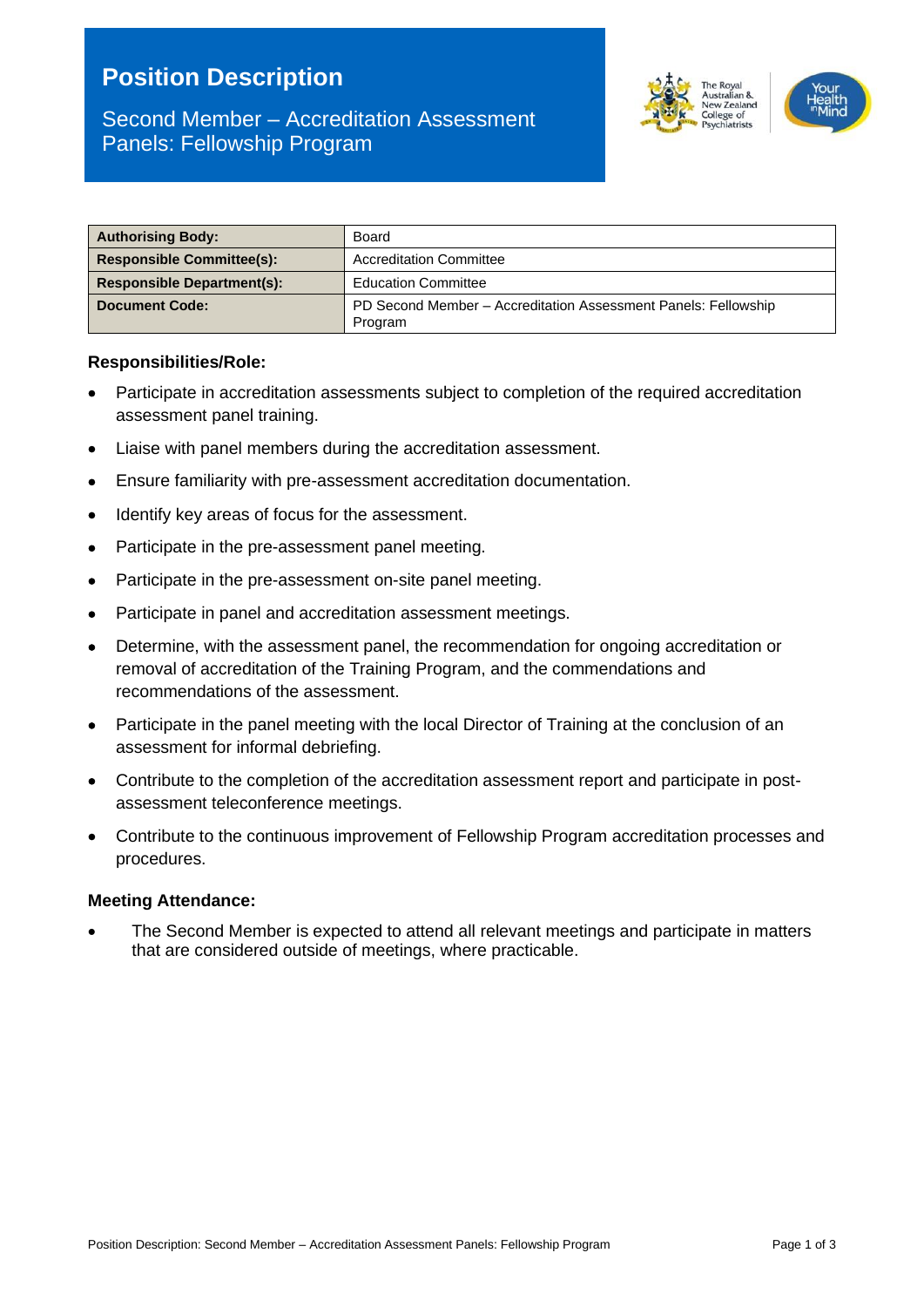# Position Description

## Second Member – Accreditation Assessment Panels: Fellowship Program

| | |
|---|---|
| **Authorising Body:** | Board |
| **Responsible Committee(s):** | Accreditation Committee |
| **Responsible Department(s):** | Education Committee |
| **Document Code:** | PD Second Member – Accreditation Assessment Panels: Fellowship Program |

### Responsibilities/Role:

- Participate in accreditation assessments subject to completion of the required accreditation assessment panel training.
- Liaise with panel members during the accreditation assessment.
- Ensure familiarity with pre-assessment accreditation documentation.
- Identify key areas of focus for the assessment.
- Participate in the pre-assessment panel meeting.
- Participate in the pre-assessment on-site panel meeting.
- Participate in panel and accreditation assessment meetings.
- Determine, with the assessment panel, the recommendation for ongoing accreditation or removal of accreditation of the Training Program, and the commendations and recommendations of the assessment.
- Participate in the panel meeting with the local Director of Training at the conclusion of an assessment for informal debriefing.
- Contribute to the completion of the accreditation assessment report and participate in post-assessment teleconference meetings.
- Contribute to the continuous improvement of Fellowship Program accreditation processes and procedures.

### Meeting Attendance:

- The Second Member is expected to attend all relevant meetings and participate in matters that are considered outside of meetings, where practicable.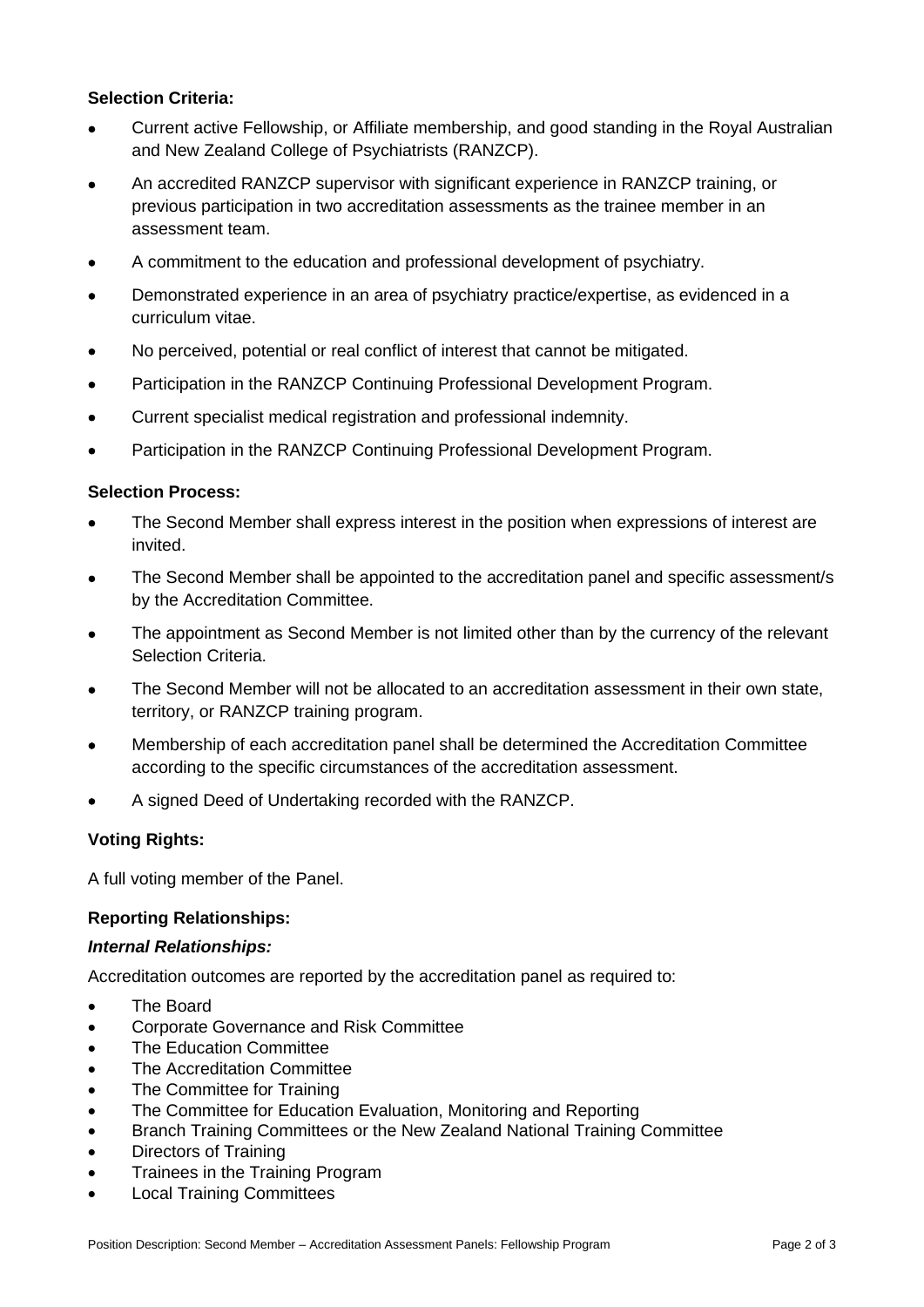**Selection Criteria:**

- Current active Fellowship, or Affiliate membership, and good standing in the Royal Australian and New Zealand College of Psychiatrists (RANZCP).
- An accredited RANZCP supervisor with significant experience in RANZCP training, or previous participation in two accreditation assessments as the trainee member in an assessment team.
- A commitment to the education and professional development of psychiatry.
- Demonstrated experience in an area of psychiatry practice/expertise, as evidenced in a curriculum vitae.
- No perceived, potential or real conflict of interest that cannot be mitigated.
- Participation in the RANZCP Continuing Professional Development Program.
- Current specialist medical registration and professional indemnity.
- Participation in the RANZCP Continuing Professional Development Program.

**Selection Process:**

- The Second Member shall express interest in the position when expressions of interest are invited.
- The Second Member shall be appointed to the accreditation panel and specific assessment/s by the Accreditation Committee.
- The appointment as Second Member is not limited other than by the currency of the relevant Selection Criteria.
- The Second Member will not be allocated to an accreditation assessment in their own state, territory, or RANZCP training program.
- Membership of each accreditation panel shall be determined the Accreditation Committee according to the specific circumstances of the accreditation assessment.
- A signed Deed of Undertaking recorded with the RANZCP.

**Voting Rights:**

A full voting member of the Panel.

**Reporting Relationships:**

***Internal Relationships:***

Accreditation outcomes are reported by the accreditation panel as required to:

- The Board
- Corporate Governance and Risk Committee
- The Education Committee
- The Accreditation Committee
- The Committee for Training
- The Committee for Education Evaluation, Monitoring and Reporting
- Branch Training Committees or the New Zealand National Training Committee
- Directors of Training
- Trainees in the Training Program
- Local Training Committees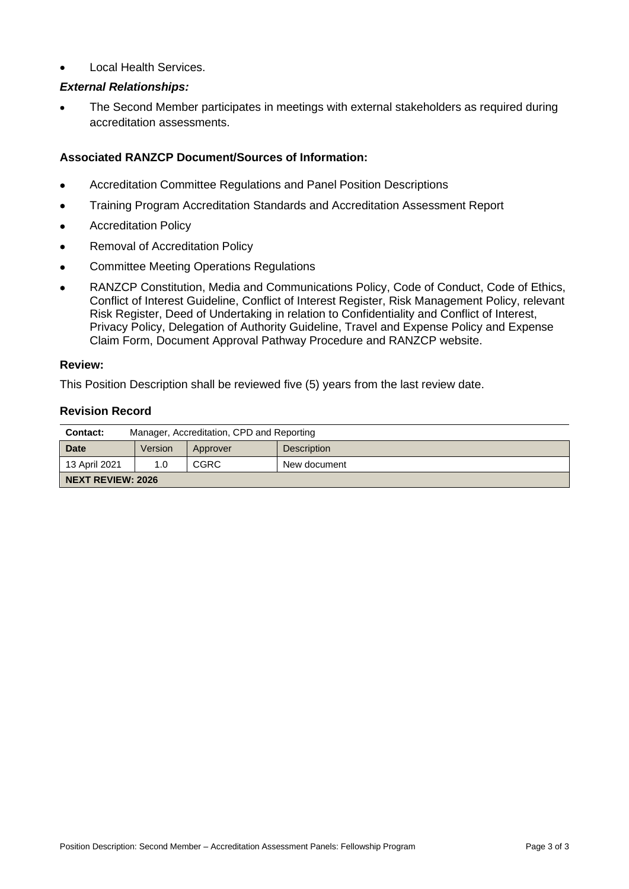- Local Health Services.

***External Relationships:***

- The Second Member participates in meetings with external stakeholders as required during accreditation assessments.

**Associated RANZCP Document/Sources of Information:**

- Accreditation Committee Regulations and Panel Position Descriptions
- Training Program Accreditation Standards and Accreditation Assessment Report
- Accreditation Policy
- Removal of Accreditation Policy
- Committee Meeting Operations Regulations
- RANZCP Constitution, Media and Communications Policy, Code of Conduct, Code of Ethics, Conflict of Interest Guideline, Conflict of Interest Register, Risk Management Policy, relevant Risk Register, Deed of Undertaking in relation to Confidentiality and Conflict of Interest, Privacy Policy, Delegation of Authority Guideline, Travel and Expense Policy and Expense Claim Form, Document Approval Pathway Procedure and RANZCP website.

### Review:

This Position Description shall be reviewed five (5) years from the last review date.

### Revision Record

**Contact:** Manager, Accreditation, CPD and Reporting

| Date | Version | Approver | Description |
|---|---|---|---|
| 13 April 2021 | 1.0 | CGRC | New document |
| **NEXT REVIEW: 2026** | | | |